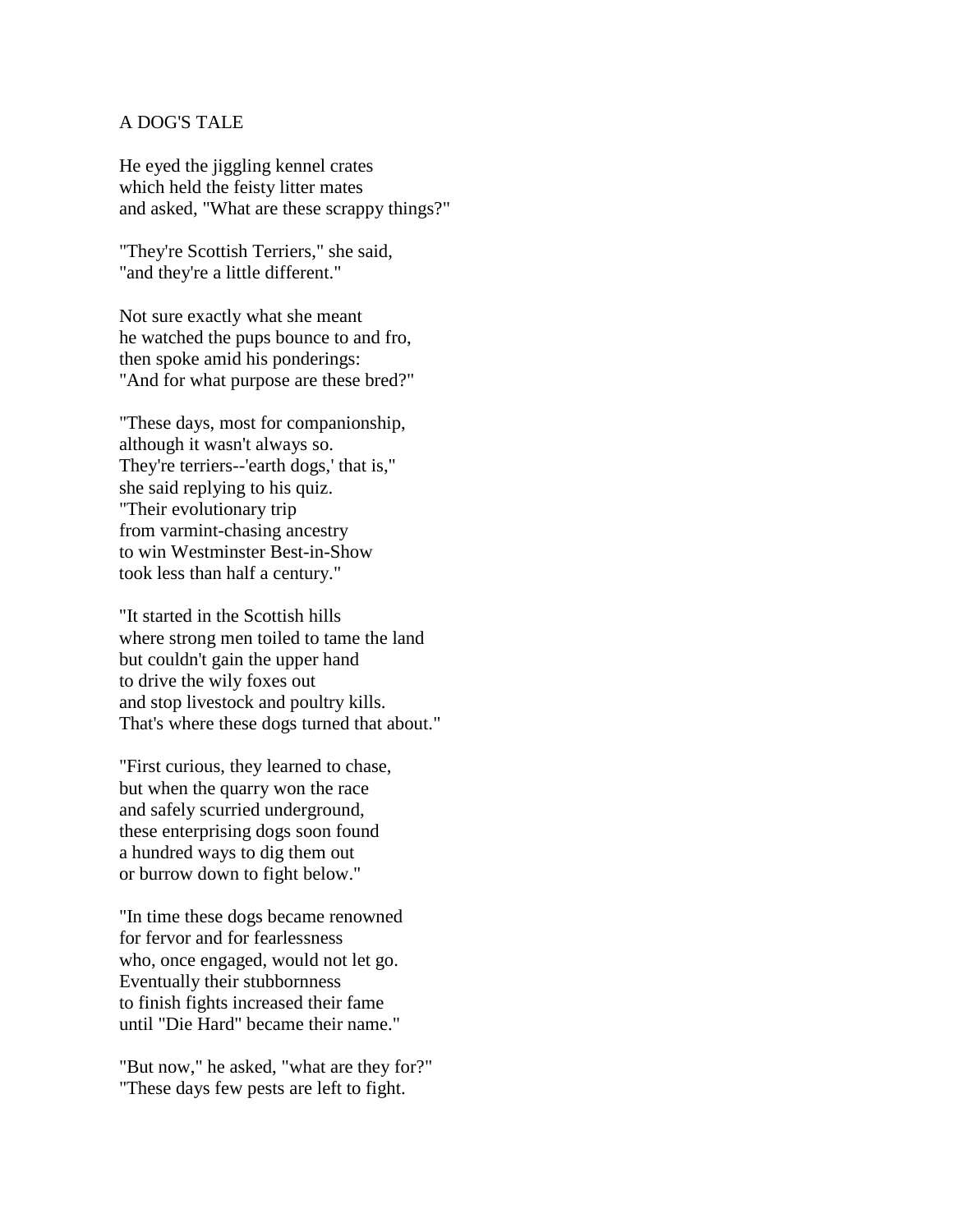A DOG'S TALE

He eyed the jiggling kennel crates
which held the feisty litter mates
and asked, "What are these scrappy things?"

"They're Scottish Terriers," she said,
"and they're a little different."

Not sure exactly what she meant
he watched the pups bounce to and fro,
then spoke amid his ponderings:
"And for what purpose are these bred?"

"These days, most for companionship,
although it wasn't always so.
They're terriers--'earth dogs,' that is,"
she said replying to his quiz.
"Their evolutionary trip
from varmint-chasing ancestry
to win Westminster Best-in-Show
took less than half a century."

"It started in the Scottish hills
where strong men toiled to tame the land
but couldn't gain the upper hand
to drive the wily foxes out
and stop livestock and poultry kills.
That's where these dogs turned that about."

"First curious, they learned to chase,
but when the quarry won the race
and safely scurried underground,
these enterprising dogs soon found
a hundred ways to dig them out
or burrow down to fight below."

"In time these dogs became renowned
for fervor and for fearlessness
who, once engaged, would not let go.
Eventually their stubbornness
to finish fights increased their fame
until "Die Hard" became their name."

"But now," he asked, "what are they for?"
"These days few pests are left to fight.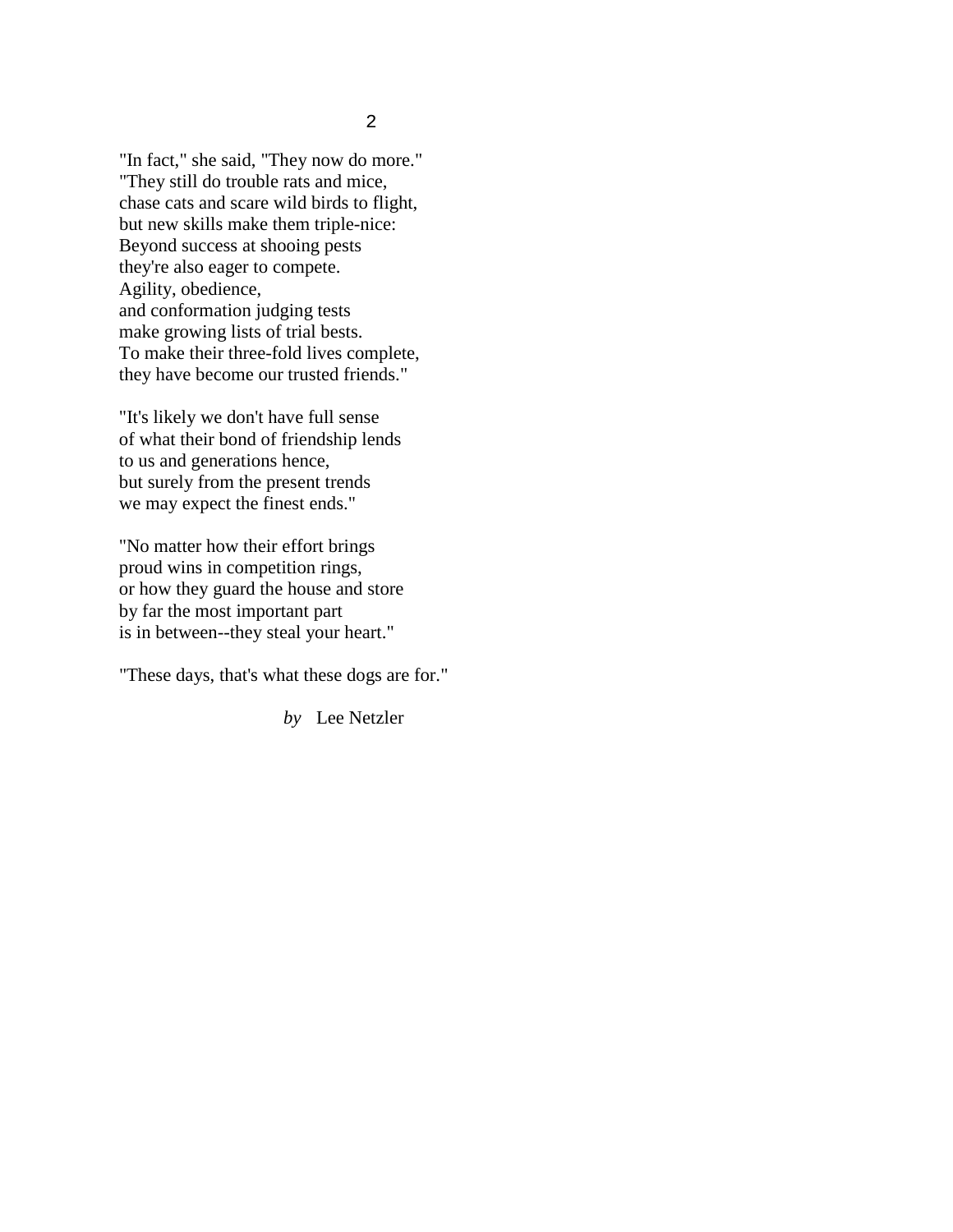"In fact," she said, "They now do more."
"They still do trouble rats and mice,
chase cats and scare wild birds to flight,
but new skills make them triple-nice:
Beyond success at shooing pests
they're also eager to compete.
Agility, obedience,
and conformation judging tests
make growing lists of trial bests.
To make their three-fold lives complete,
they have become our trusted friends."

"It's likely we don't have full sense
of what their bond of friendship lends
to us and generations hence,
but surely from the present trends
we may expect the finest ends."

"No matter how their effort brings
proud wins in competition rings,
or how they guard the house and store
by far the most important part
is in between--they steal your heart."

"These days, that's what these dogs are for."

*by* Lee Netzler